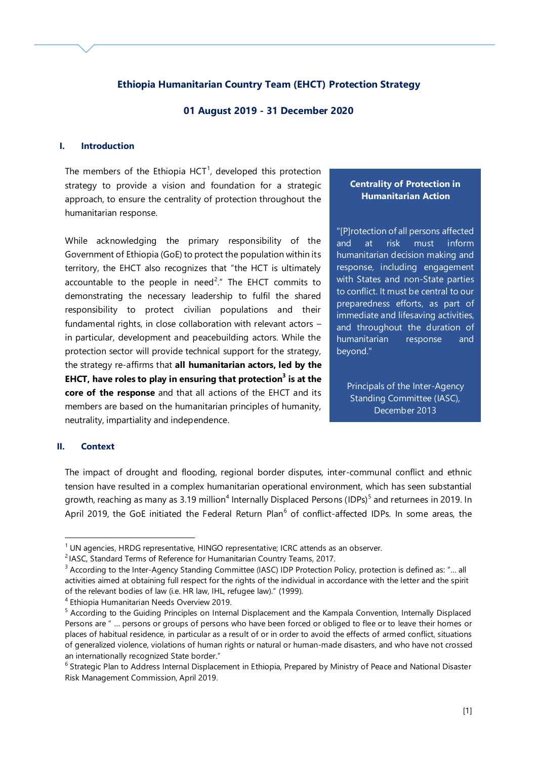# Ethiopia Humanitarian Country Team (EHCT) Protection Strategy

## 01 August 2019 - 31 December 2020

## I. Introduction

The members of the Ethiopia HCT[1], developed this protection strategy to provide a vision and foundation for a strategic approach, to ensure the centrality of protection throughout the humanitarian response.

While acknowledging the primary responsibility of the Government of Ethiopia (GoE) to protect the population within its territory, the EHCT also recognizes that "the HCT is ultimately accountable to the people in need[2]." The EHCT commits to demonstrating the necessary leadership to fulfil the shared responsibility to protect civilian populations and their fundamental rights, in close collaboration with relevant actors – in particular, development and peacebuilding actors. While the protection sector will provide technical support for the strategy, the strategy re-affirms that **all humanitarian actors, led by the EHCT, have roles to play in ensuring that protection[3] is at the core of the response** and that all actions of the EHCT and its members are based on the humanitarian principles of humanity, neutrality, impartiality and independence.

> **Centrality of Protection in Humanitarian Action**
>
> "[P]rotection of all persons affected and at risk must inform humanitarian decision making and response, including engagement with States and non-State parties to conflict. It must be central to our preparedness efforts, as part of immediate and lifesaving activities, and throughout the duration of humanitarian response and beyond."
>
> Principals of the Inter-Agency Standing Committee (IASC), December 2013

## II. Context

The impact of drought and flooding, regional border disputes, inter-communal conflict and ethnic tension have resulted in a complex humanitarian operational environment, which has seen substantial growth, reaching as many as 3.19 million[4] Internally Displaced Persons (IDPs)[5] and returnees in 2019. In April 2019, the GoE initiated the Federal Return Plan[6] of conflict-affected IDPs. In some areas, the

---

[1] UN agencies, HRDG representative, HINGO representative; ICRC attends as an observer.

[2] IASC, Standard Terms of Reference for Humanitarian Country Teams, 2017.

[3] According to the Inter-Agency Standing Committee (IASC) IDP Protection Policy, protection is defined as: "… all activities aimed at obtaining full respect for the rights of the individual in accordance with the letter and the spirit of the relevant bodies of law (i.e. HR law, IHL, refugee law)." (1999).

[4] Ethiopia Humanitarian Needs Overview 2019.

[5] According to the Guiding Principles on Internal Displacement and the Kampala Convention, Internally Displaced Persons are " … persons or groups of persons who have been forced or obliged to flee or to leave their homes or places of habitual residence, in particular as a result of or in order to avoid the effects of armed conflict, situations of generalized violence, violations of human rights or natural or human-made disasters, and who have not crossed an internationally recognized State border."

[6] Strategic Plan to Address Internal Displacement in Ethiopia, Prepared by Ministry of Peace and National Disaster Risk Management Commission, April 2019.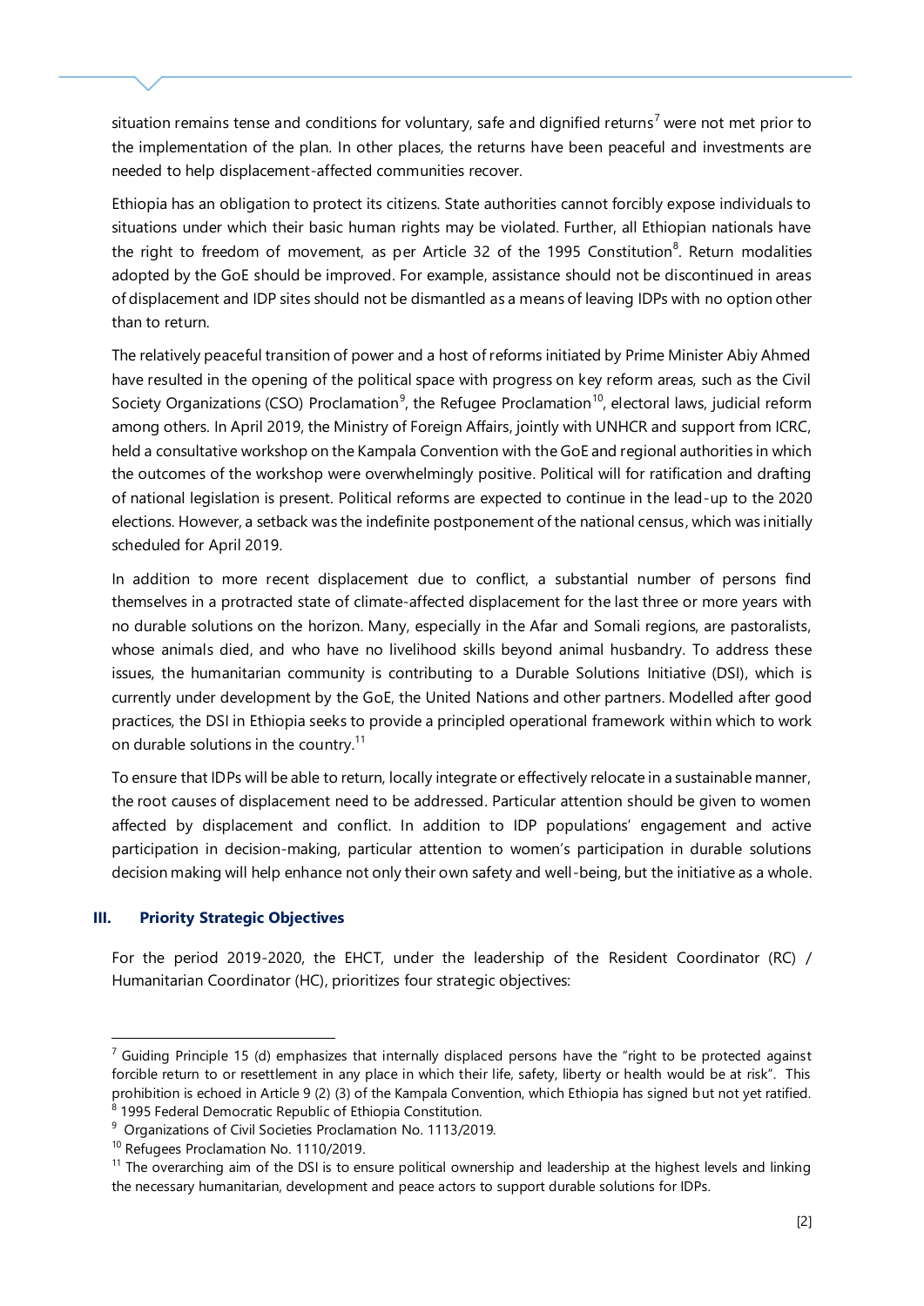situation remains tense and conditions for voluntary, safe and dignified returns[7] were not met prior to the implementation of the plan. In other places, the returns have been peaceful and investments are needed to help displacement-affected communities recover.

Ethiopia has an obligation to protect its citizens. State authorities cannot forcibly expose individuals to situations under which their basic human rights may be violated. Further, all Ethiopian nationals have the right to freedom of movement, as per Article 32 of the 1995 Constitution[8]. Return modalities adopted by the GoE should be improved. For example, assistance should not be discontinued in areas of displacement and IDP sites should not be dismantled as a means of leaving IDPs with no option other than to return.

The relatively peaceful transition of power and a host of reforms initiated by Prime Minister Abiy Ahmed have resulted in the opening of the political space with progress on key reform areas, such as the Civil Society Organizations (CSO) Proclamation[9], the Refugee Proclamation[10], electoral laws, judicial reform among others. In April 2019, the Ministry of Foreign Affairs, jointly with UNHCR and support from ICRC, held a consultative workshop on the Kampala Convention with the GoE and regional authorities in which the outcomes of the workshop were overwhelmingly positive. Political will for ratification and drafting of national legislation is present. Political reforms are expected to continue in the lead-up to the 2020 elections. However, a setback was the indefinite postponement of the national census, which was initially scheduled for April 2019.

In addition to more recent displacement due to conflict, a substantial number of persons find themselves in a protracted state of climate-affected displacement for the last three or more years with no durable solutions on the horizon. Many, especially in the Afar and Somali regions, are pastoralists, whose animals died, and who have no livelihood skills beyond animal husbandry. To address these issues, the humanitarian community is contributing to a Durable Solutions Initiative (DSI), which is currently under development by the GoE, the United Nations and other partners. Modelled after good practices, the DSI in Ethiopia seeks to provide a principled operational framework within which to work on durable solutions in the country.[11]

To ensure that IDPs will be able to return, locally integrate or effectively relocate in a sustainable manner, the root causes of displacement need to be addressed. Particular attention should be given to women affected by displacement and conflict. In addition to IDP populations' engagement and active participation in decision-making, particular attention to women's participation in durable solutions decision making will help enhance not only their own safety and well-being, but the initiative as a whole.

## III. Priority Strategic Objectives

For the period 2019-2020, the EHCT, under the leadership of the Resident Coordinator (RC) / Humanitarian Coordinator (HC), prioritizes four strategic objectives:

---

[7] Guiding Principle 15 (d) emphasizes that internally displaced persons have the "right to be protected against forcible return to or resettlement in any place in which their life, safety, liberty or health would be at risk". This prohibition is echoed in Article 9 (2) (3) of the Kampala Convention, which Ethiopia has signed but not yet ratified.

[8] 1995 Federal Democratic Republic of Ethiopia Constitution.

[9] Organizations of Civil Societies Proclamation No. 1113/2019.

[10] Refugees Proclamation No. 1110/2019.

[11] The overarching aim of the DSI is to ensure political ownership and leadership at the highest levels and linking the necessary humanitarian, development and peace actors to support durable solutions for IDPs.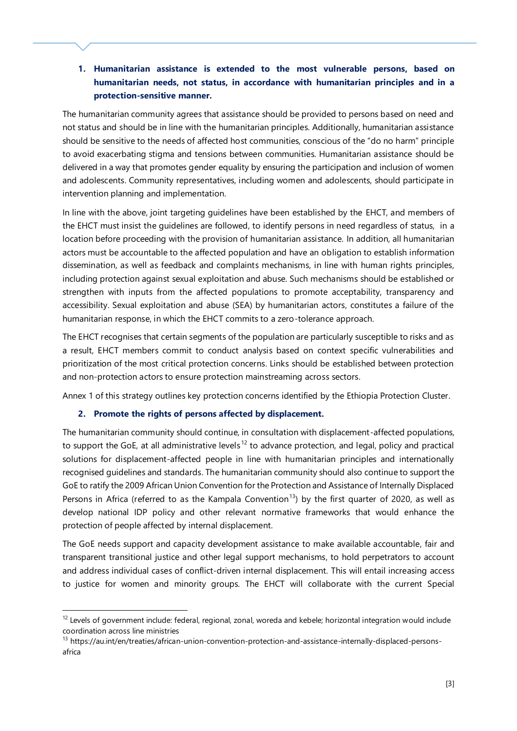1. **Humanitarian assistance is extended to the most vulnerable persons, based on humanitarian needs, not status, in accordance with humanitarian principles and in a protection-sensitive manner.**

The humanitarian community agrees that assistance should be provided to persons based on need and not status and should be in line with the humanitarian principles. Additionally, humanitarian assistance should be sensitive to the needs of affected host communities, conscious of the "do no harm" principle to avoid exacerbating stigma and tensions between communities. Humanitarian assistance should be delivered in a way that promotes gender equality by ensuring the participation and inclusion of women and adolescents. Community representatives, including women and adolescents, should participate in intervention planning and implementation.

In line with the above, joint targeting guidelines have been established by the EHCT, and members of the EHCT must insist the guidelines are followed, to identify persons in need regardless of status, in a location before proceeding with the provision of humanitarian assistance. In addition, all humanitarian actors must be accountable to the affected population and have an obligation to establish information dissemination, as well as feedback and complaints mechanisms, in line with human rights principles, including protection against sexual exploitation and abuse. Such mechanisms should be established or strengthen with inputs from the affected populations to promote acceptability, transparency and accessibility. Sexual exploitation and abuse (SEA) by humanitarian actors, constitutes a failure of the humanitarian response, in which the EHCT commits to a zero-tolerance approach.

The EHCT recognises that certain segments of the population are particularly susceptible to risks and as a result, EHCT members commit to conduct analysis based on context specific vulnerabilities and prioritization of the most critical protection concerns. Links should be established between protection and non-protection actors to ensure protection mainstreaming across sectors.

Annex 1 of this strategy outlines key protection concerns identified by the Ethiopia Protection Cluster.

2. **Promote the rights of persons affected by displacement.**

The humanitarian community should continue, in consultation with displacement-affected populations, to support the GoE, at all administrative levels[12] to advance protection, and legal, policy and practical solutions for displacement-affected people in line with humanitarian principles and internationally recognised guidelines and standards. The humanitarian community should also continue to support the GoE to ratify the 2009 African Union Convention for the Protection and Assistance of Internally Displaced Persons in Africa (referred to as the Kampala Convention[13]) by the first quarter of 2020, as well as develop national IDP policy and other relevant normative frameworks that would enhance the protection of people affected by internal displacement.

The GoE needs support and capacity development assistance to make available accountable, fair and transparent transitional justice and other legal support mechanisms, to hold perpetrators to account and address individual cases of conflict-driven internal displacement. This will entail increasing access to justice for women and minority groups. The EHCT will collaborate with the current Special

---

[12] Levels of government include: federal, regional, zonal, woreda and kebele; horizontal integration would include coordination across line ministries

[13] https://au.int/en/treaties/african-union-convention-protection-and-assistance-internally-displaced-persons-africa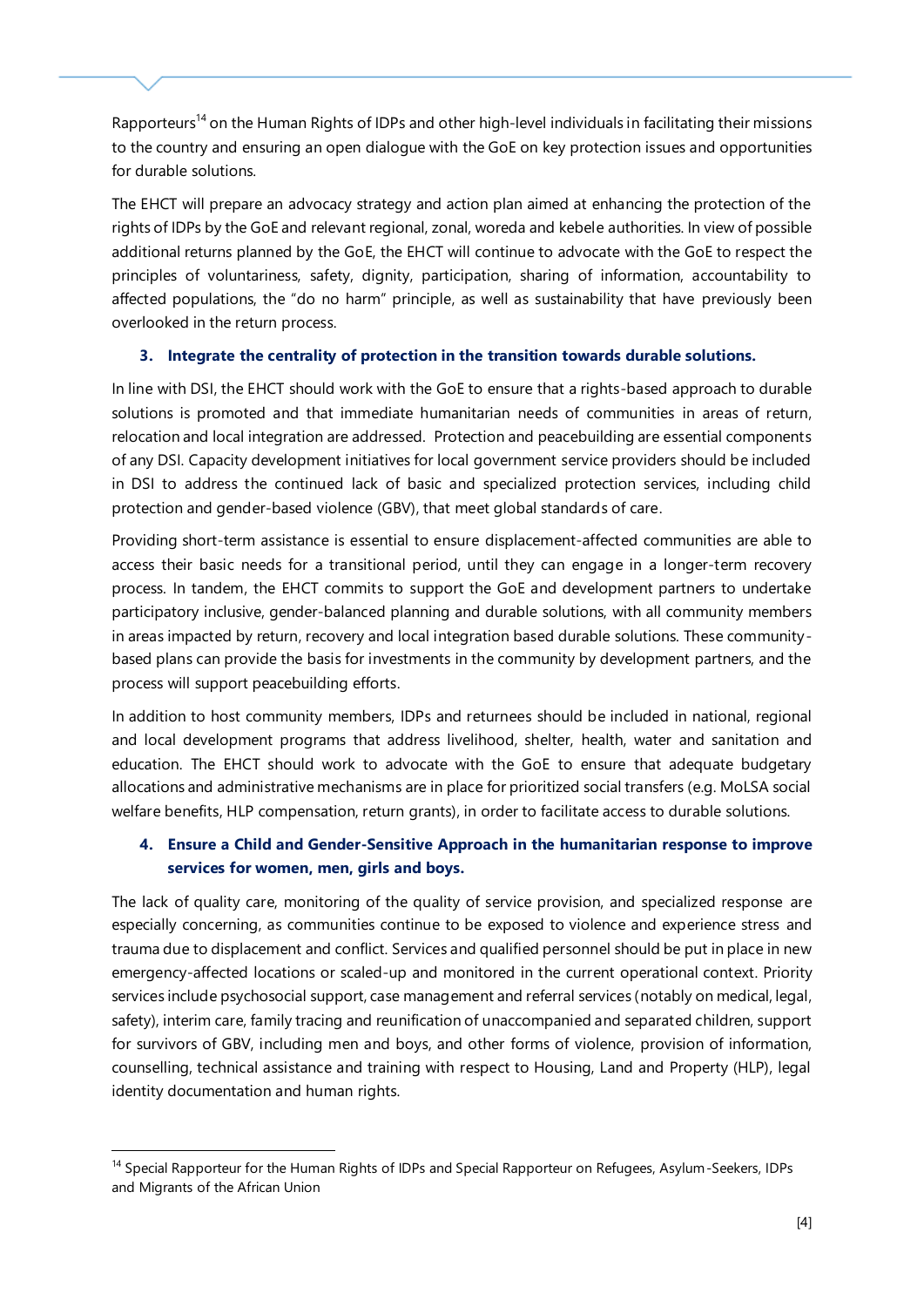Rapporteurs[14] on the Human Rights of IDPs and other high-level individuals in facilitating their missions to the country and ensuring an open dialogue with the GoE on key protection issues and opportunities for durable solutions.

The EHCT will prepare an advocacy strategy and action plan aimed at enhancing the protection of the rights of IDPs by the GoE and relevant regional, zonal, woreda and kebele authorities. In view of possible additional returns planned by the GoE, the EHCT will continue to advocate with the GoE to respect the principles of voluntariness, safety, dignity, participation, sharing of information, accountability to affected populations, the "do no harm" principle, as well as sustainability that have previously been overlooked in the return process.

### 3. Integrate the centrality of protection in the transition towards durable solutions.

In line with DSI, the EHCT should work with the GoE to ensure that a rights-based approach to durable solutions is promoted and that immediate humanitarian needs of communities in areas of return, relocation and local integration are addressed. Protection and peacebuilding are essential components of any DSI. Capacity development initiatives for local government service providers should be included in DSI to address the continued lack of basic and specialized protection services, including child protection and gender-based violence (GBV), that meet global standards of care.

Providing short-term assistance is essential to ensure displacement-affected communities are able to access their basic needs for a transitional period, until they can engage in a longer-term recovery process. In tandem, the EHCT commits to support the GoE and development partners to undertake participatory inclusive, gender-balanced planning and durable solutions, with all community members in areas impacted by return, recovery and local integration based durable solutions. These community-based plans can provide the basis for investments in the community by development partners, and the process will support peacebuilding efforts.

In addition to host community members, IDPs and returnees should be included in national, regional and local development programs that address livelihood, shelter, health, water and sanitation and education. The EHCT should work to advocate with the GoE to ensure that adequate budgetary allocations and administrative mechanisms are in place for prioritized social transfers (e.g. MoLSA social welfare benefits, HLP compensation, return grants), in order to facilitate access to durable solutions.

### 4. Ensure a Child and Gender-Sensitive Approach in the humanitarian response to improve services for women, men, girls and boys.

The lack of quality care, monitoring of the quality of service provision, and specialized response are especially concerning, as communities continue to be exposed to violence and experience stress and trauma due to displacement and conflict. Services and qualified personnel should be put in place in new emergency-affected locations or scaled-up and monitored in the current operational context. Priority services include psychosocial support, case management and referral services (notably on medical, legal, safety), interim care, family tracing and reunification of unaccompanied and separated children, support for survivors of GBV, including men and boys, and other forms of violence, provision of information, counselling, technical assistance and training with respect to Housing, Land and Property (HLP), legal identity documentation and human rights.

---

[14] Special Rapporteur for the Human Rights of IDPs and Special Rapporteur on Refugees, Asylum-Seekers, IDPs and Migrants of the African Union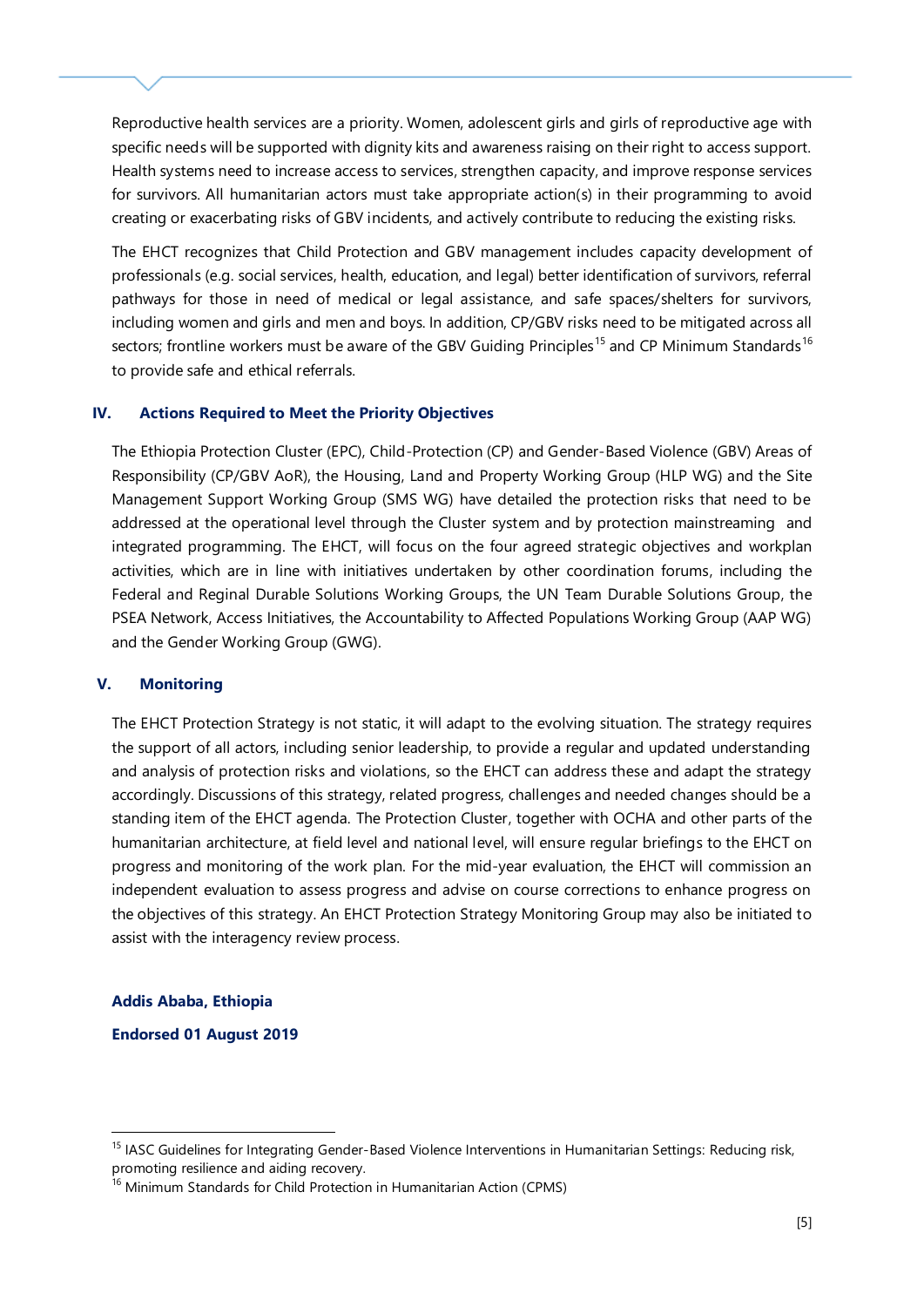Reproductive health services are a priority. Women, adolescent girls and girls of reproductive age with specific needs will be supported with dignity kits and awareness raising on their right to access support. Health systems need to increase access to services, strengthen capacity, and improve response services for survivors. All humanitarian actors must take appropriate action(s) in their programming to avoid creating or exacerbating risks of GBV incidents, and actively contribute to reducing the existing risks.

The EHCT recognizes that Child Protection and GBV management includes capacity development of professionals (e.g. social services, health, education, and legal) better identification of survivors, referral pathways for those in need of medical or legal assistance, and safe spaces/shelters for survivors, including women and girls and men and boys. In addition, CP/GBV risks need to be mitigated across all sectors; frontline workers must be aware of the GBV Guiding Principles[15] and CP Minimum Standards[16] to provide safe and ethical referrals.

## IV. Actions Required to Meet the Priority Objectives

The Ethiopia Protection Cluster (EPC), Child-Protection (CP) and Gender-Based Violence (GBV) Areas of Responsibility (CP/GBV AoR), the Housing, Land and Property Working Group (HLP WG) and the Site Management Support Working Group (SMS WG) have detailed the protection risks that need to be addressed at the operational level through the Cluster system and by protection mainstreaming and integrated programming. The EHCT, will focus on the four agreed strategic objectives and workplan activities, which are in line with initiatives undertaken by other coordination forums, including the Federal and Reginal Durable Solutions Working Groups, the UN Team Durable Solutions Group, the PSEA Network, Access Initiatives, the Accountability to Affected Populations Working Group (AAP WG) and the Gender Working Group (GWG).

## V. Monitoring

The EHCT Protection Strategy is not static, it will adapt to the evolving situation. The strategy requires the support of all actors, including senior leadership, to provide a regular and updated understanding and analysis of protection risks and violations, so the EHCT can address these and adapt the strategy accordingly. Discussions of this strategy, related progress, challenges and needed changes should be a standing item of the EHCT agenda. The Protection Cluster, together with OCHA and other parts of the humanitarian architecture, at field level and national level, will ensure regular briefings to the EHCT on progress and monitoring of the work plan. For the mid-year evaluation, the EHCT will commission an independent evaluation to assess progress and advise on course corrections to enhance progress on the objectives of this strategy. An EHCT Protection Strategy Monitoring Group may also be initiated to assist with the interagency review process.

**Addis Ababa, Ethiopia**

**Endorsed 01 August 2019**

---

[15] IASC Guidelines for Integrating Gender-Based Violence Interventions in Humanitarian Settings: Reducing risk, promoting resilience and aiding recovery.

[16] Minimum Standards for Child Protection in Humanitarian Action (CPMS)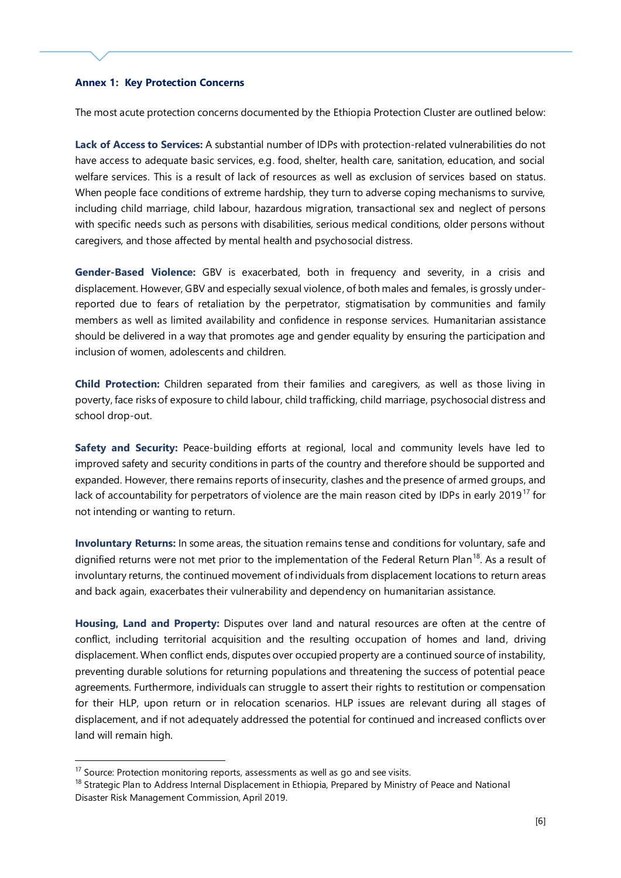## Annex 1: Key Protection Concerns

The most acute protection concerns documented by the Ethiopia Protection Cluster are outlined below:

**Lack of Access to Services:** A substantial number of IDPs with protection-related vulnerabilities do not have access to adequate basic services, e.g. food, shelter, health care, sanitation, education, and social welfare services. This is a result of lack of resources as well as exclusion of services based on status. When people face conditions of extreme hardship, they turn to adverse coping mechanisms to survive, including child marriage, child labour, hazardous migration, transactional sex and neglect of persons with specific needs such as persons with disabilities, serious medical conditions, older persons without caregivers, and those affected by mental health and psychosocial distress.

**Gender-Based Violence:** GBV is exacerbated, both in frequency and severity, in a crisis and displacement. However, GBV and especially sexual violence, of both males and females, is grossly under-reported due to fears of retaliation by the perpetrator, stigmatisation by communities and family members as well as limited availability and confidence in response services. Humanitarian assistance should be delivered in a way that promotes age and gender equality by ensuring the participation and inclusion of women, adolescents and children.

**Child Protection:** Children separated from their families and caregivers, as well as those living in poverty, face risks of exposure to child labour, child trafficking, child marriage, psychosocial distress and school drop-out.

**Safety and Security:** Peace-building efforts at regional, local and community levels have led to improved safety and security conditions in parts of the country and therefore should be supported and expanded. However, there remains reports of insecurity, clashes and the presence of armed groups, and lack of accountability for perpetrators of violence are the main reason cited by IDPs in early 2019[17] for not intending or wanting to return.

**Involuntary Returns:** In some areas, the situation remains tense and conditions for voluntary, safe and dignified returns were not met prior to the implementation of the Federal Return Plan[18]. As a result of involuntary returns, the continued movement of individuals from displacement locations to return areas and back again, exacerbates their vulnerability and dependency on humanitarian assistance.

**Housing, Land and Property:** Disputes over land and natural resources are often at the centre of conflict, including territorial acquisition and the resulting occupation of homes and land, driving displacement. When conflict ends, disputes over occupied property are a continued source of instability, preventing durable solutions for returning populations and threatening the success of potential peace agreements. Furthermore, individuals can struggle to assert their rights to restitution or compensation for their HLP, upon return or in relocation scenarios. HLP issues are relevant during all stages of displacement, and if not adequately addressed the potential for continued and increased conflicts over land will remain high.

---

[17] Source: Protection monitoring reports, assessments as well as go and see visits.

[18] Strategic Plan to Address Internal Displacement in Ethiopia, Prepared by Ministry of Peace and National Disaster Risk Management Commission, April 2019.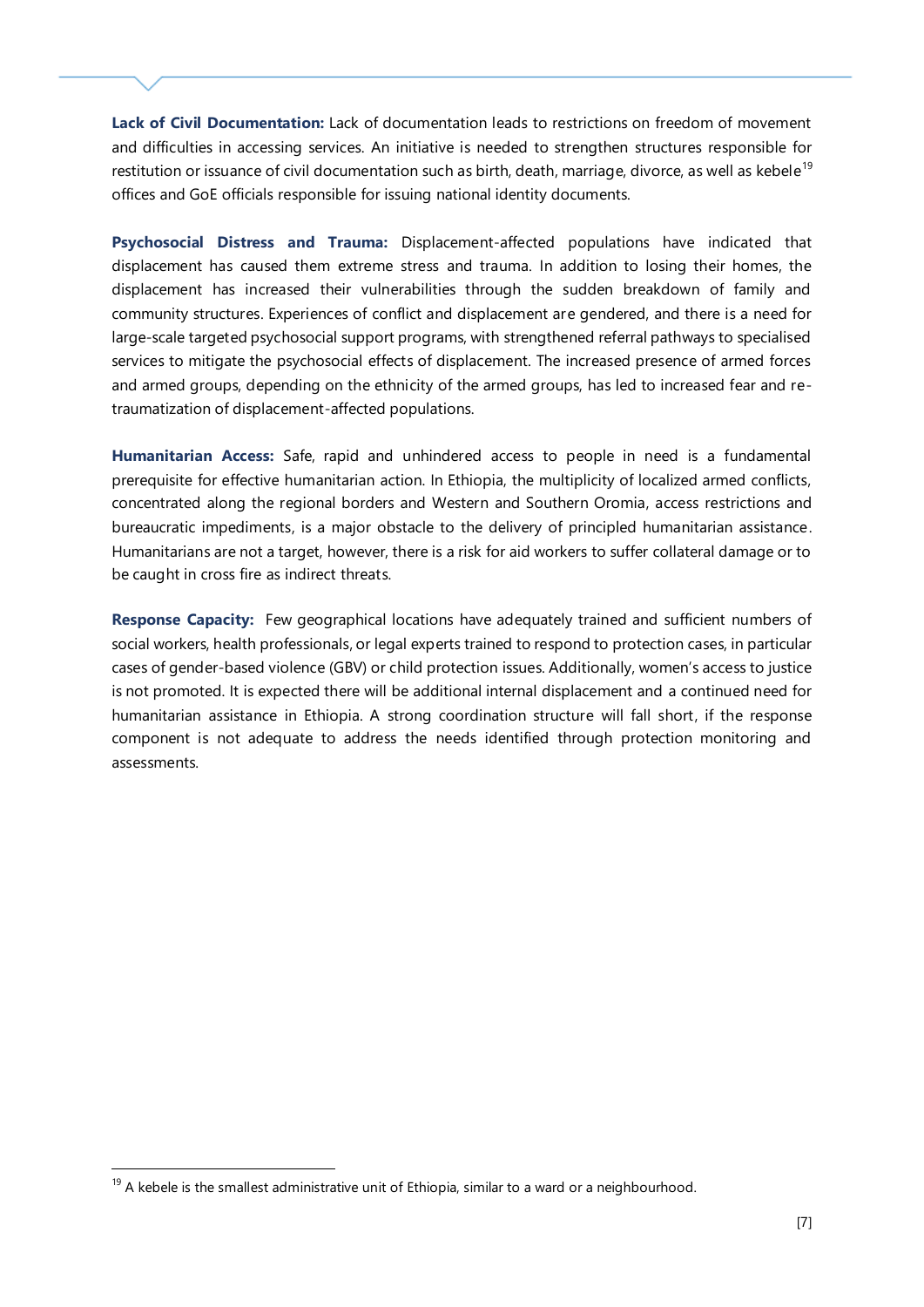**Lack of Civil Documentation:** Lack of documentation leads to restrictions on freedom of movement and difficulties in accessing services. An initiative is needed to strengthen structures responsible for restitution or issuance of civil documentation such as birth, death, marriage, divorce, as well as kebele[19] offices and GoE officials responsible for issuing national identity documents.

**Psychosocial Distress and Trauma:** Displacement-affected populations have indicated that displacement has caused them extreme stress and trauma. In addition to losing their homes, the displacement has increased their vulnerabilities through the sudden breakdown of family and community structures. Experiences of conflict and displacement are gendered, and there is a need for large-scale targeted psychosocial support programs, with strengthened referral pathways to specialised services to mitigate the psychosocial effects of displacement. The increased presence of armed forces and armed groups, depending on the ethnicity of the armed groups, has led to increased fear and re-traumatization of displacement-affected populations.

**Humanitarian Access:** Safe, rapid and unhindered access to people in need is a fundamental prerequisite for effective humanitarian action. In Ethiopia, the multiplicity of localized armed conflicts, concentrated along the regional borders and Western and Southern Oromia, access restrictions and bureaucratic impediments, is a major obstacle to the delivery of principled humanitarian assistance. Humanitarians are not a target, however, there is a risk for aid workers to suffer collateral damage or to be caught in cross fire as indirect threats.

**Response Capacity:** Few geographical locations have adequately trained and sufficient numbers of social workers, health professionals, or legal experts trained to respond to protection cases, in particular cases of gender-based violence (GBV) or child protection issues. Additionally, women's access to justice is not promoted. It is expected there will be additional internal displacement and a continued need for humanitarian assistance in Ethiopia. A strong coordination structure will fall short, if the response component is not adequate to address the needs identified through protection monitoring and assessments.

[19] A kebele is the smallest administrative unit of Ethiopia, similar to a ward or a neighbourhood.